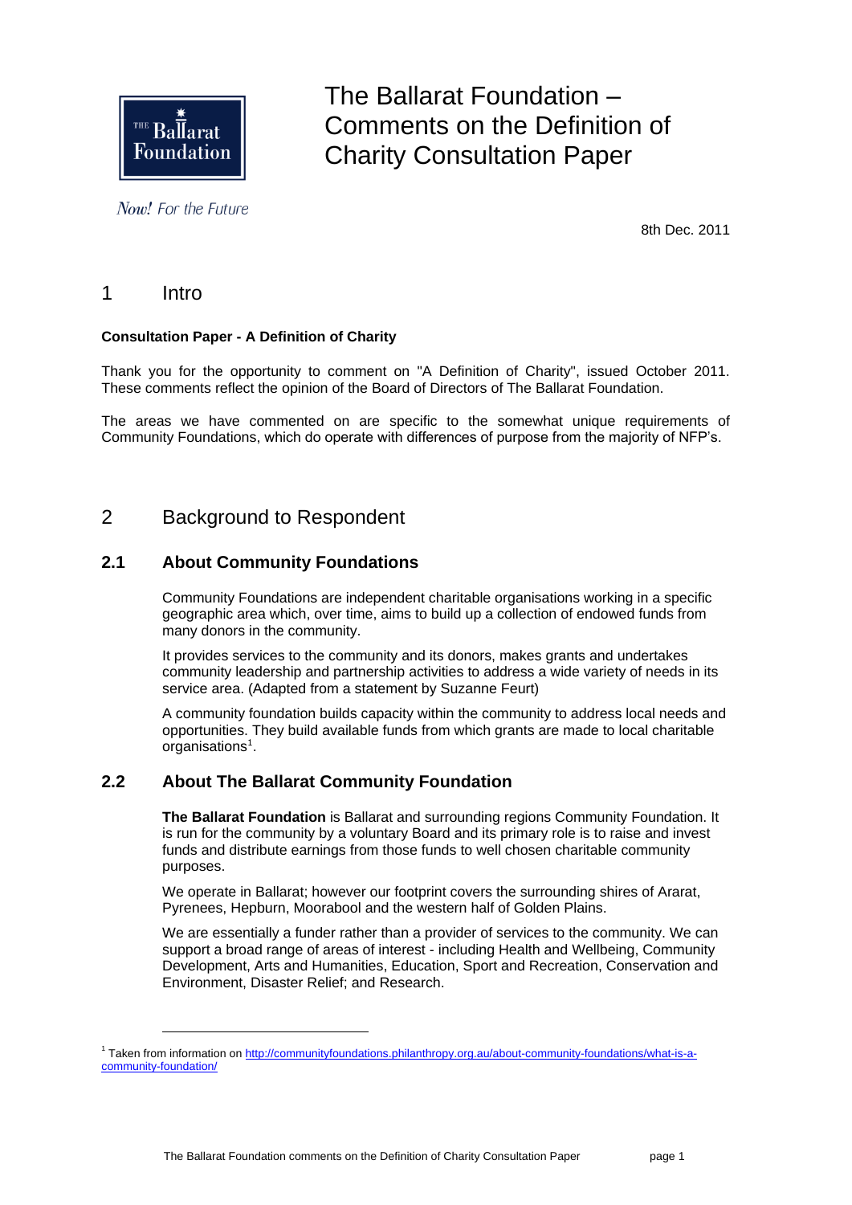THE Ballarat Foundation

*Now! For the Future*

# The Ballarat Foundation – Comments on the Definition of Charity Consultation Paper

8th Dec. 2011

## 1 Intro

**Consultation Paper - A Definition of Charity**

Thank you for the opportunity to comment on "A Definition of Charity", issued October 2011. These comments reflect the opinion of the Board of Directors of The Ballarat Foundation.

The areas we have commented on are specific to the somewhat unique requirements of Community Foundations, which do operate with differences of purpose from the majority of NFP's.

## 2 Background to Respondent

### 2.1 About Community Foundations

Community Foundations are independent charitable organisations working in a specific geographic area which, over time, aims to build up a collection of endowed funds from many donors in the community.

It provides services to the community and its donors, makes grants and undertakes community leadership and partnership activities to address a wide variety of needs in its service area. (Adapted from a statement by Suzanne Feurt)

A community foundation builds capacity within the community to address local needs and opportunities. They build available funds from which grants are made to local charitable organisations[1].

### 2.2 About The Ballarat Community Foundation

**The Ballarat Foundation** is Ballarat and surrounding regions Community Foundation. It is run for the community by a voluntary Board and its primary role is to raise and invest funds and distribute earnings from those funds to well chosen charitable community purposes.

We operate in Ballarat; however our footprint covers the surrounding shires of Ararat, Pyrenees, Hepburn, Moorabool and the western half of Golden Plains.

We are essentially a funder rather than a provider of services to the community. We can support a broad range of areas of interest - including Health and Wellbeing, Community Development, Arts and Humanities, Education, Sport and Recreation, Conservation and Environment, Disaster Relief; and Research.

---

[1] Taken from information on http://communityfoundations.philanthropy.org.au/about-community-foundations/what-is-a-community-foundation/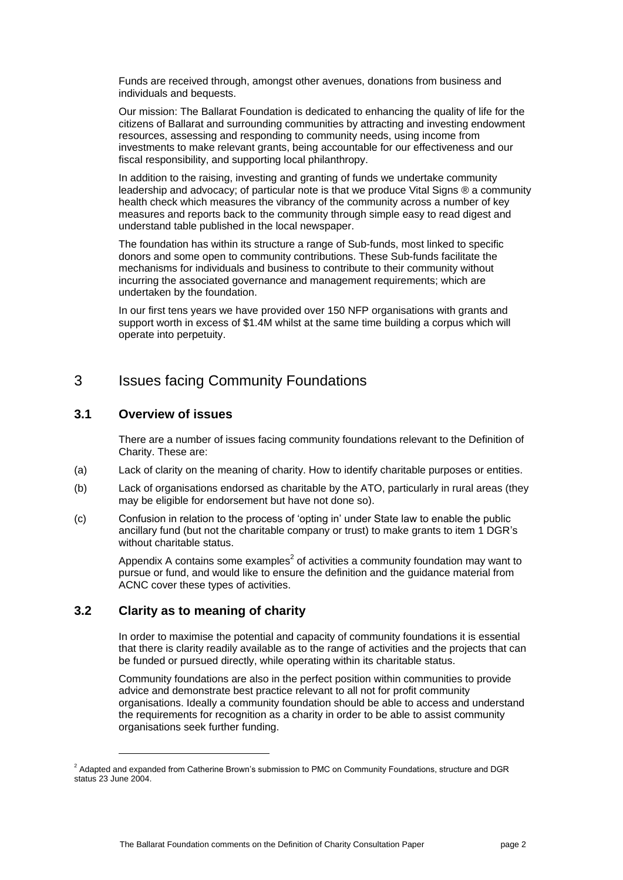Funds are received through, amongst other avenues, donations from business and individuals and bequests.

Our mission: The Ballarat Foundation is dedicated to enhancing the quality of life for the citizens of Ballarat and surrounding communities by attracting and investing endowment resources, assessing and responding to community needs, using income from investments to make relevant grants, being accountable for our effectiveness and our fiscal responsibility, and supporting local philanthropy.

In addition to the raising, investing and granting of funds we undertake community leadership and advocacy; of particular note is that we produce Vital Signs ® a community health check which measures the vibrancy of the community across a number of key measures and reports back to the community through simple easy to read digest and understand table published in the local newspaper.

The foundation has within its structure a range of Sub-funds, most linked to specific donors and some open to community contributions. These Sub-funds facilitate the mechanisms for individuals and business to contribute to their community without incurring the associated governance and management requirements; which are undertaken by the foundation.

In our first tens years we have provided over 150 NFP organisations with grants and support worth in excess of $1.4M whilst at the same time building a corpus which will operate into perpetuity.

# 3 Issues facing Community Foundations

## 3.1 Overview of issues

There are a number of issues facing community foundations relevant to the Definition of Charity. These are:

(a) Lack of clarity on the meaning of charity. How to identify charitable purposes or entities.

(b) Lack of organisations endorsed as charitable by the ATO, particularly in rural areas (they may be eligible for endorsement but have not done so).

(c) Confusion in relation to the process of 'opting in' under State law to enable the public ancillary fund (but not the charitable company or trust) to make grants to item 1 DGR's without charitable status.

Appendix A contains some examples[2] of activities a community foundation may want to pursue or fund, and would like to ensure the definition and the guidance material from ACNC cover these types of activities.

## 3.2 Clarity as to meaning of charity

In order to maximise the potential and capacity of community foundations it is essential that there is clarity readily available as to the range of activities and the projects that can be funded or pursued directly, while operating within its charitable status.

Community foundations are also in the perfect position within communities to provide advice and demonstrate best practice relevant to all not for profit community organisations. Ideally a community foundation should be able to access and understand the requirements for recognition as a charity in order to be able to assist community organisations seek further funding.

---

[2] Adapted and expanded from Catherine Brown's submission to PMC on Community Foundations, structure and DGR status 23 June 2004.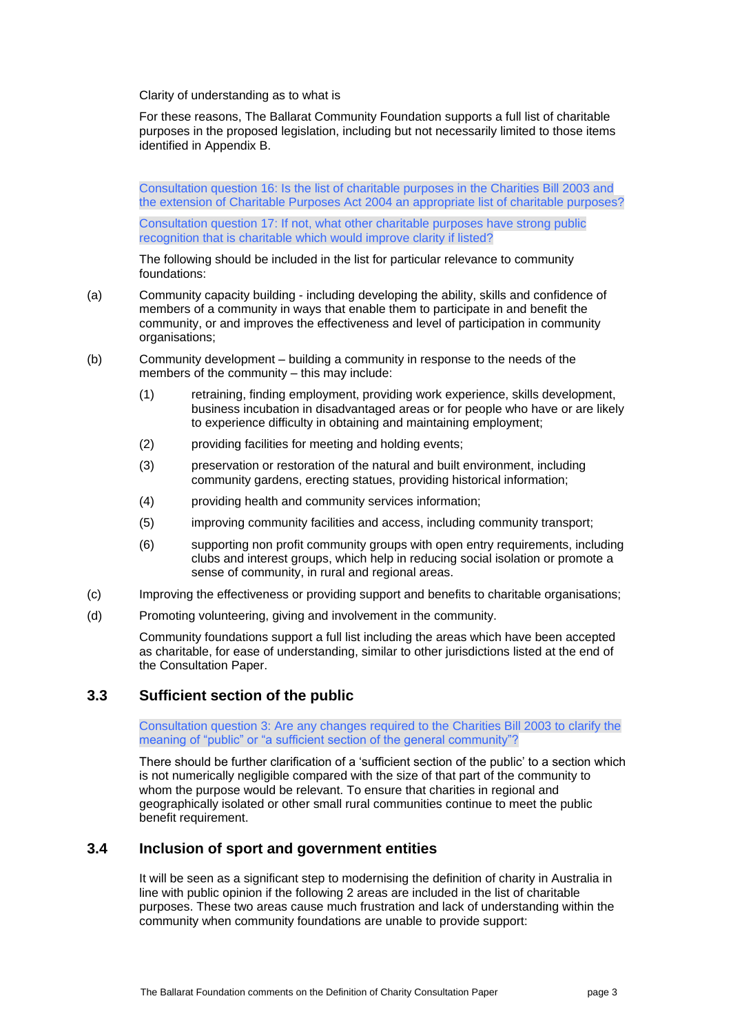Clarity of understanding as to what is

For these reasons, The Ballarat Community Foundation supports a full list of charitable purposes in the proposed legislation, including but not necessarily limited to those items identified in Appendix B.

Consultation question 16: Is the list of charitable purposes in the Charities Bill 2003 and the extension of Charitable Purposes Act 2004 an appropriate list of charitable purposes?

Consultation question 17: If not, what other charitable purposes have strong public recognition that is charitable which would improve clarity if listed?

The following should be included in the list for particular relevance to community foundations:

(a) Community capacity building - including developing the ability, skills and confidence of members of a community in ways that enable them to participate in and benefit the community, or and improves the effectiveness and level of participation in community organisations;

(b) Community development – building a community in response to the needs of the members of the community – this may include:

   (1) retraining, finding employment, providing work experience, skills development, business incubation in disadvantaged areas or for people who have or are likely to experience difficulty in obtaining and maintaining employment;

   (2) providing facilities for meeting and holding events;

   (3) preservation or restoration of the natural and built environment, including community gardens, erecting statues, providing historical information;

   (4) providing health and community services information;

   (5) improving community facilities and access, including community transport;

   (6) supporting non profit community groups with open entry requirements, including clubs and interest groups, which help in reducing social isolation or promote a sense of community, in rural and regional areas.

(c) Improving the effectiveness or providing support and benefits to charitable organisations;

(d) Promoting volunteering, giving and involvement in the community.

Community foundations support a full list including the areas which have been accepted as charitable, for ease of understanding, similar to other jurisdictions listed at the end of the Consultation Paper.

## 3.3 Sufficient section of the public

Consultation question 3: Are any changes required to the Charities Bill 2003 to clarify the meaning of "public" or "a sufficient section of the general community"?

There should be further clarification of a 'sufficient section of the public' to a section which is not numerically negligible compared with the size of that part of the community to whom the purpose would be relevant. To ensure that charities in regional and geographically isolated or other small rural communities continue to meet the public benefit requirement.

## 3.4 Inclusion of sport and government entities

It will be seen as a significant step to modernising the definition of charity in Australia in line with public opinion if the following 2 areas are included in the list of charitable purposes. These two areas cause much frustration and lack of understanding within the community when community foundations are unable to provide support: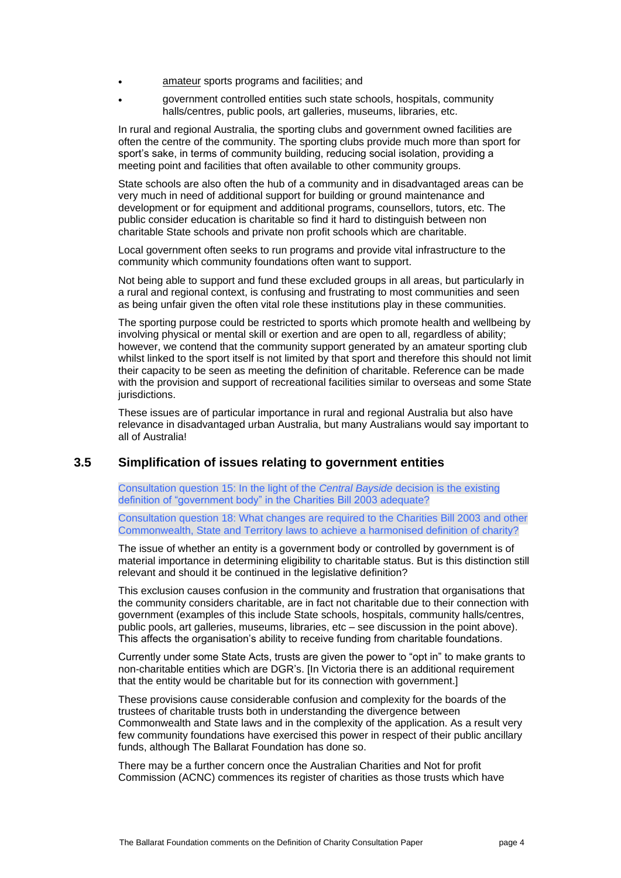- amateur sports programs and facilities; and
- government controlled entities such state schools, hospitals, community halls/centres, public pools, art galleries, museums, libraries, etc.

In rural and regional Australia, the sporting clubs and government owned facilities are often the centre of the community. The sporting clubs provide much more than sport for sport's sake, in terms of community building, reducing social isolation, providing a meeting point and facilities that often available to other community groups.

State schools are also often the hub of a community and in disadvantaged areas can be very much in need of additional support for building or ground maintenance and development or for equipment and additional programs, counsellors, tutors, etc. The public consider education is charitable so find it hard to distinguish between non charitable State schools and private non profit schools which are charitable.

Local government often seeks to run programs and provide vital infrastructure to the community which community foundations often want to support.

Not being able to support and fund these excluded groups in all areas, but particularly in a rural and regional context, is confusing and frustrating to most communities and seen as being unfair given the often vital role these institutions play in these communities.

The sporting purpose could be restricted to sports which promote health and wellbeing by involving physical or mental skill or exertion and are open to all, regardless of ability; however, we contend that the community support generated by an amateur sporting club whilst linked to the sport itself is not limited by that sport and therefore this should not limit their capacity to be seen as meeting the definition of charitable. Reference can be made with the provision and support of recreational facilities similar to overseas and some State jurisdictions.

These issues are of particular importance in rural and regional Australia but also have relevance in disadvantaged urban Australia, but many Australians would say important to all of Australia!

## 3.5 Simplification of issues relating to government entities

Consultation question 15: In the light of the *Central Bayside* decision is the existing definition of "government body" in the Charities Bill 2003 adequate?

Consultation question 18: What changes are required to the Charities Bill 2003 and other Commonwealth, State and Territory laws to achieve a harmonised definition of charity?

The issue of whether an entity is a government body or controlled by government is of material importance in determining eligibility to charitable status. But is this distinction still relevant and should it be continued in the legislative definition?

This exclusion causes confusion in the community and frustration that organisations that the community considers charitable, are in fact not charitable due to their connection with government (examples of this include State schools, hospitals, community halls/centres, public pools, art galleries, museums, libraries, etc – see discussion in the point above). This affects the organisation's ability to receive funding from charitable foundations.

Currently under some State Acts, trusts are given the power to "opt in" to make grants to non-charitable entities which are DGR's. [In Victoria there is an additional requirement that the entity would be charitable but for its connection with government.]

These provisions cause considerable confusion and complexity for the boards of the trustees of charitable trusts both in understanding the divergence between Commonwealth and State laws and in the complexity of the application. As a result very few community foundations have exercised this power in respect of their public ancillary funds, although The Ballarat Foundation has done so.

There may be a further concern once the Australian Charities and Not for profit Commission (ACNC) commences its register of charities as those trusts which have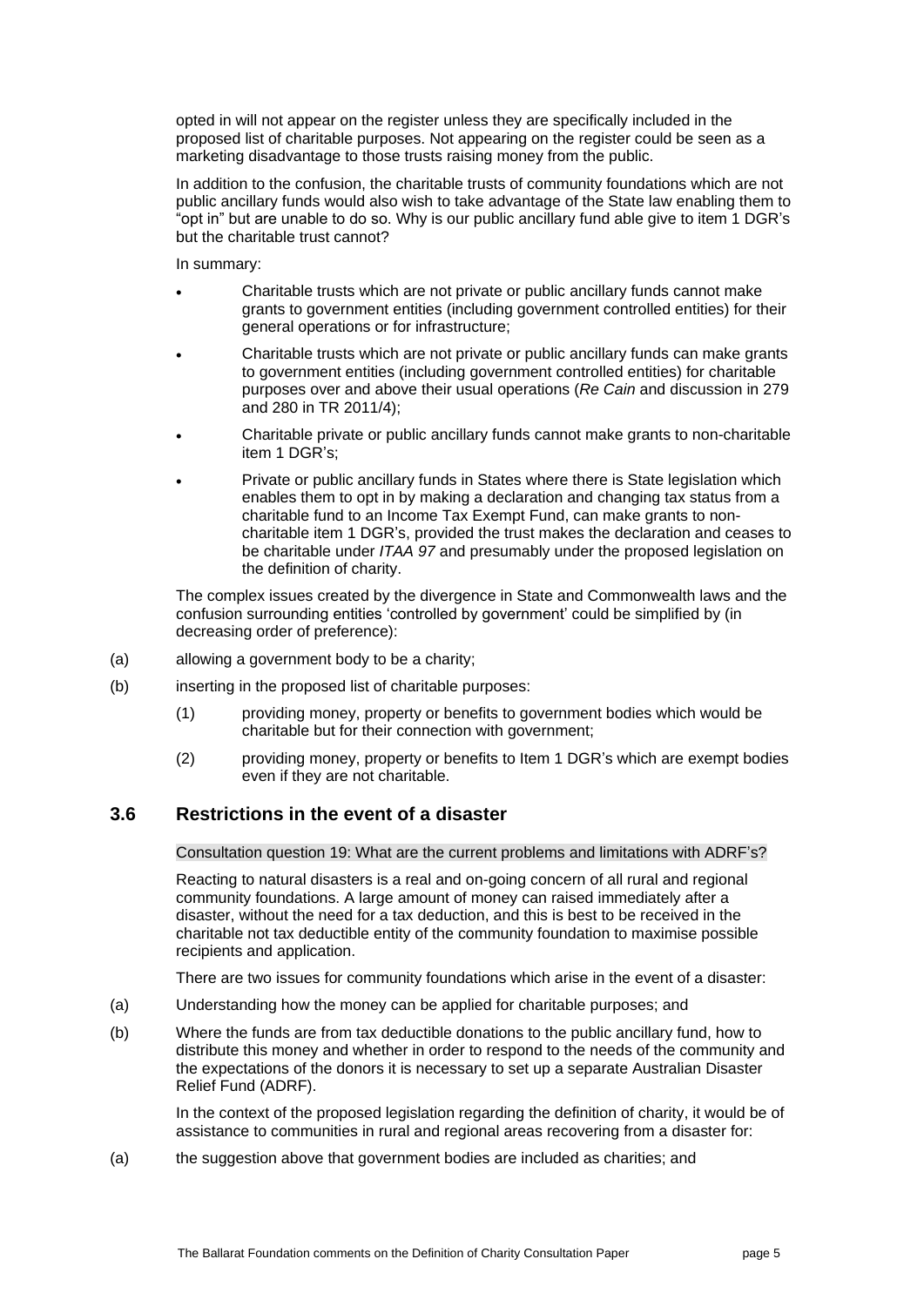opted in will not appear on the register unless they are specifically included in the proposed list of charitable purposes. Not appearing on the register could be seen as a marketing disadvantage to those trusts raising money from the public.

In addition to the confusion, the charitable trusts of community foundations which are not public ancillary funds would also wish to take advantage of the State law enabling them to "opt in" but are unable to do so. Why is our public ancillary fund able give to item 1 DGR's but the charitable trust cannot?

In summary:

- Charitable trusts which are not private or public ancillary funds cannot make grants to government entities (including government controlled entities) for their general operations or for infrastructure;
- Charitable trusts which are not private or public ancillary funds can make grants to government entities (including government controlled entities) for charitable purposes over and above their usual operations (*Re Cain* and discussion in 279 and 280 in TR 2011/4);
- Charitable private or public ancillary funds cannot make grants to non-charitable item 1 DGR's;
- Private or public ancillary funds in States where there is State legislation which enables them to opt in by making a declaration and changing tax status from a charitable fund to an Income Tax Exempt Fund, can make grants to non-charitable item 1 DGR's, provided the trust makes the declaration and ceases to be charitable under *ITAA 97* and presumably under the proposed legislation on the definition of charity.

The complex issues created by the divergence in State and Commonwealth laws and the confusion surrounding entities 'controlled by government' could be simplified by (in decreasing order of preference):

(a) allowing a government body to be a charity;

(b) inserting in the proposed list of charitable purposes:

  (1) providing money, property or benefits to government bodies which would be charitable but for their connection with government;

  (2) providing money, property or benefits to Item 1 DGR's which are exempt bodies even if they are not charitable.

## 3.6 Restrictions in the event of a disaster

Consultation question 19: What are the current problems and limitations with ADRF's?

Reacting to natural disasters is a real and on-going concern of all rural and regional community foundations. A large amount of money can raised immediately after a disaster, without the need for a tax deduction, and this is best to be received in the charitable not tax deductible entity of the community foundation to maximise possible recipients and application.

There are two issues for community foundations which arise in the event of a disaster:

(a) Understanding how the money can be applied for charitable purposes; and

(b) Where the funds are from tax deductible donations to the public ancillary fund, how to distribute this money and whether in order to respond to the needs of the community and the expectations of the donors it is necessary to set up a separate Australian Disaster Relief Fund (ADRF).

In the context of the proposed legislation regarding the definition of charity, it would be of assistance to communities in rural and regional areas recovering from a disaster for:

(a) the suggestion above that government bodies are included as charities; and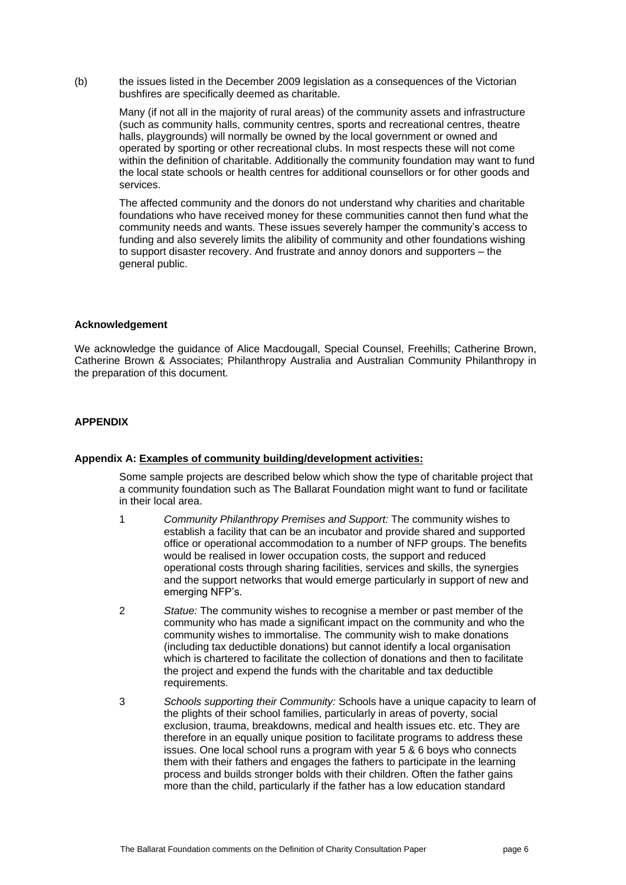(b) the issues listed in the December 2009 legislation as a consequences of the Victorian bushfires are specifically deemed as charitable.

Many (if not all in the majority of rural areas) of the community assets and infrastructure (such as community halls, community centres, sports and recreational centres, theatre halls, playgrounds) will normally be owned by the local government or owned and operated by sporting or other recreational clubs. In most respects these will not come within the definition of charitable. Additionally the community foundation may want to fund the local state schools or health centres for additional counsellors or for other goods and services.

The affected community and the donors do not understand why charities and charitable foundations who have received money for these communities cannot then fund what the community needs and wants. These issues severely hamper the community's access to funding and also severely limits the alibility of community and other foundations wishing to support disaster recovery. And frustrate and annoy donors and supporters – the general public.

**Acknowledgement**

We acknowledge the guidance of Alice Macdougall, Special Counsel, Freehills; Catherine Brown, Catherine Brown & Associates; Philanthropy Australia and Australian Community Philanthropy in the preparation of this document.

**APPENDIX**

**Appendix A: Examples of community building/development activities:**

Some sample projects are described below which show the type of charitable project that a community foundation such as The Ballarat Foundation might want to fund or facilitate in their local area.

1 *Community Philanthropy Premises and Support:* The community wishes to establish a facility that can be an incubator and provide shared and supported office or operational accommodation to a number of NFP groups. The benefits would be realised in lower occupation costs, the support and reduced operational costs through sharing facilities, services and skills, the synergies and the support networks that would emerge particularly in support of new and emerging NFP's.

2 *Statue:* The community wishes to recognise a member or past member of the community who has made a significant impact on the community and who the community wishes to immortalise. The community wish to make donations (including tax deductible donations) but cannot identify a local organisation which is chartered to facilitate the collection of donations and then to facilitate the project and expend the funds with the charitable and tax deductible requirements.

3 *Schools supporting their Community:* Schools have a unique capacity to learn of the plights of their school families, particularly in areas of poverty, social exclusion, trauma, breakdowns, medical and health issues etc. etc. They are therefore in an equally unique position to facilitate programs to address these issues. One local school runs a program with year 5 & 6 boys who connects them with their fathers and engages the fathers to participate in the learning process and builds stronger bolds with their children. Often the father gains more than the child, particularly if the father has a low education standard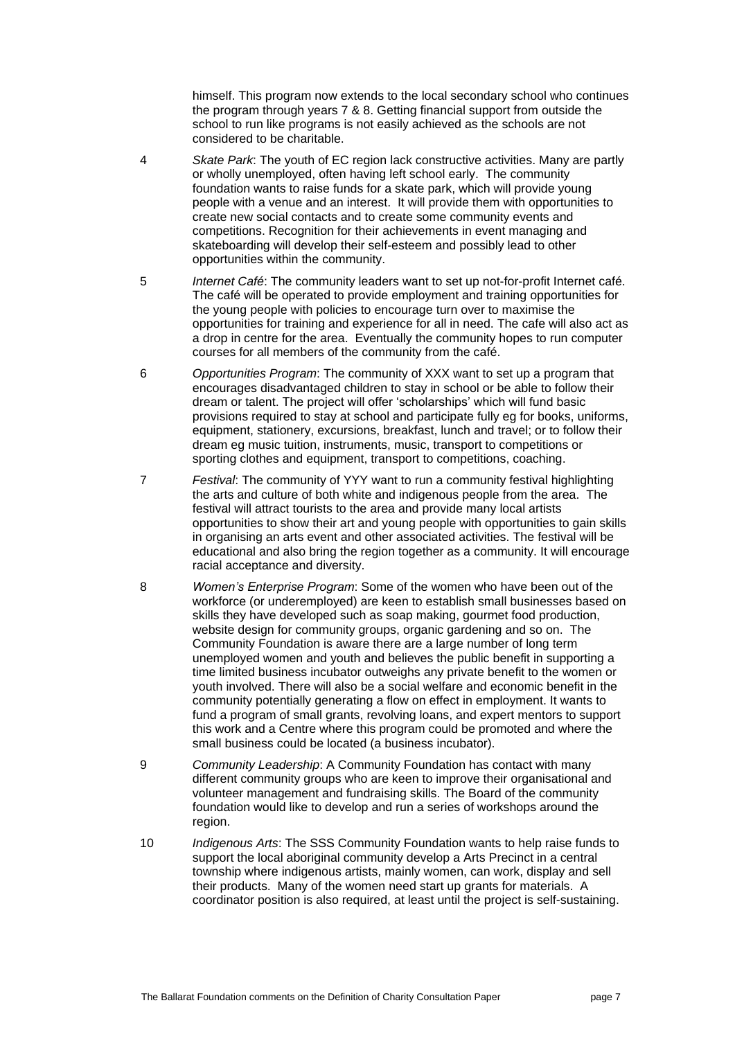himself. This program now extends to the local secondary school who continues the program through years 7 & 8. Getting financial support from outside the school to run like programs is not easily achieved as the schools are not considered to be charitable.

4 *Skate Park*: The youth of EC region lack constructive activities. Many are partly or wholly unemployed, often having left school early. The community foundation wants to raise funds for a skate park, which will provide young people with a venue and an interest. It will provide them with opportunities to create new social contacts and to create some community events and competitions. Recognition for their achievements in event managing and skateboarding will develop their self-esteem and possibly lead to other opportunities within the community.

5 *Internet Café*: The community leaders want to set up not-for-profit Internet café. The café will be operated to provide employment and training opportunities for the young people with policies to encourage turn over to maximise the opportunities for training and experience for all in need. The cafe will also act as a drop in centre for the area. Eventually the community hopes to run computer courses for all members of the community from the café.

6 *Opportunities Program*: The community of XXX want to set up a program that encourages disadvantaged children to stay in school or be able to follow their dream or talent. The project will offer 'scholarships' which will fund basic provisions required to stay at school and participate fully eg for books, uniforms, equipment, stationery, excursions, breakfast, lunch and travel; or to follow their dream eg music tuition, instruments, music, transport to competitions or sporting clothes and equipment, transport to competitions, coaching.

7 *Festival*: The community of YYY want to run a community festival highlighting the arts and culture of both white and indigenous people from the area. The festival will attract tourists to the area and provide many local artists opportunities to show their art and young people with opportunities to gain skills in organising an arts event and other associated activities. The festival will be educational and also bring the region together as a community. It will encourage racial acceptance and diversity.

8 *Women's Enterprise Program*: Some of the women who have been out of the workforce (or underemployed) are keen to establish small businesses based on skills they have developed such as soap making, gourmet food production, website design for community groups, organic gardening and so on. The Community Foundation is aware there are a large number of long term unemployed women and youth and believes the public benefit in supporting a time limited business incubator outweighs any private benefit to the women or youth involved. There will also be a social welfare and economic benefit in the community potentially generating a flow on effect in employment. It wants to fund a program of small grants, revolving loans, and expert mentors to support this work and a Centre where this program could be promoted and where the small business could be located (a business incubator).

9 *Community Leadership*: A Community Foundation has contact with many different community groups who are keen to improve their organisational and volunteer management and fundraising skills. The Board of the community foundation would like to develop and run a series of workshops around the region.

10 *Indigenous Arts*: The SSS Community Foundation wants to help raise funds to support the local aboriginal community develop a Arts Precinct in a central township where indigenous artists, mainly women, can work, display and sell their products. Many of the women need start up grants for materials. A coordinator position is also required, at least until the project is self-sustaining.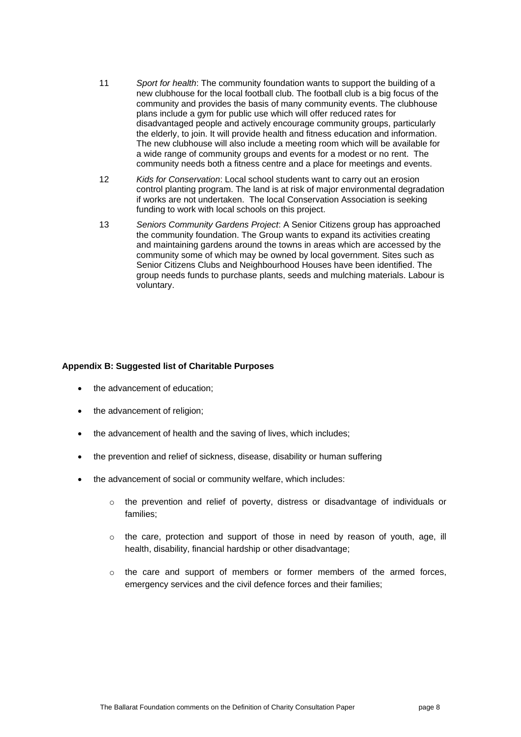11 *Sport for health*: The community foundation wants to support the building of a new clubhouse for the local football club. The football club is a big focus of the community and provides the basis of many community events. The clubhouse plans include a gym for public use which will offer reduced rates for disadvantaged people and actively encourage community groups, particularly the elderly, to join. It will provide health and fitness education and information. The new clubhouse will also include a meeting room which will be available for a wide range of community groups and events for a modest or no rent. The community needs both a fitness centre and a place for meetings and events.

12 *Kids for Conservation*: Local school students want to carry out an erosion control planting program. The land is at risk of major environmental degradation if works are not undertaken. The local Conservation Association is seeking funding to work with local schools on this project.

13 *Seniors Community Gardens Project*: A Senior Citizens group has approached the community foundation. The Group wants to expand its activities creating and maintaining gardens around the towns in areas which are accessed by the community some of which may be owned by local government. Sites such as Senior Citizens Clubs and Neighbourhood Houses have been identified. The group needs funds to purchase plants, seeds and mulching materials. Labour is voluntary.

**Appendix B: Suggested list of Charitable Purposes**

- the advancement of education;
- the advancement of religion;
- the advancement of health and the saving of lives, which includes;
- the prevention and relief of sickness, disease, disability or human suffering
- the advancement of social or community welfare, which includes:
  - the prevention and relief of poverty, distress or disadvantage of individuals or families;
  - the care, protection and support of those in need by reason of youth, age, ill health, disability, financial hardship or other disadvantage;
  - the care and support of members or former members of the armed forces, emergency services and the civil defence forces and their families;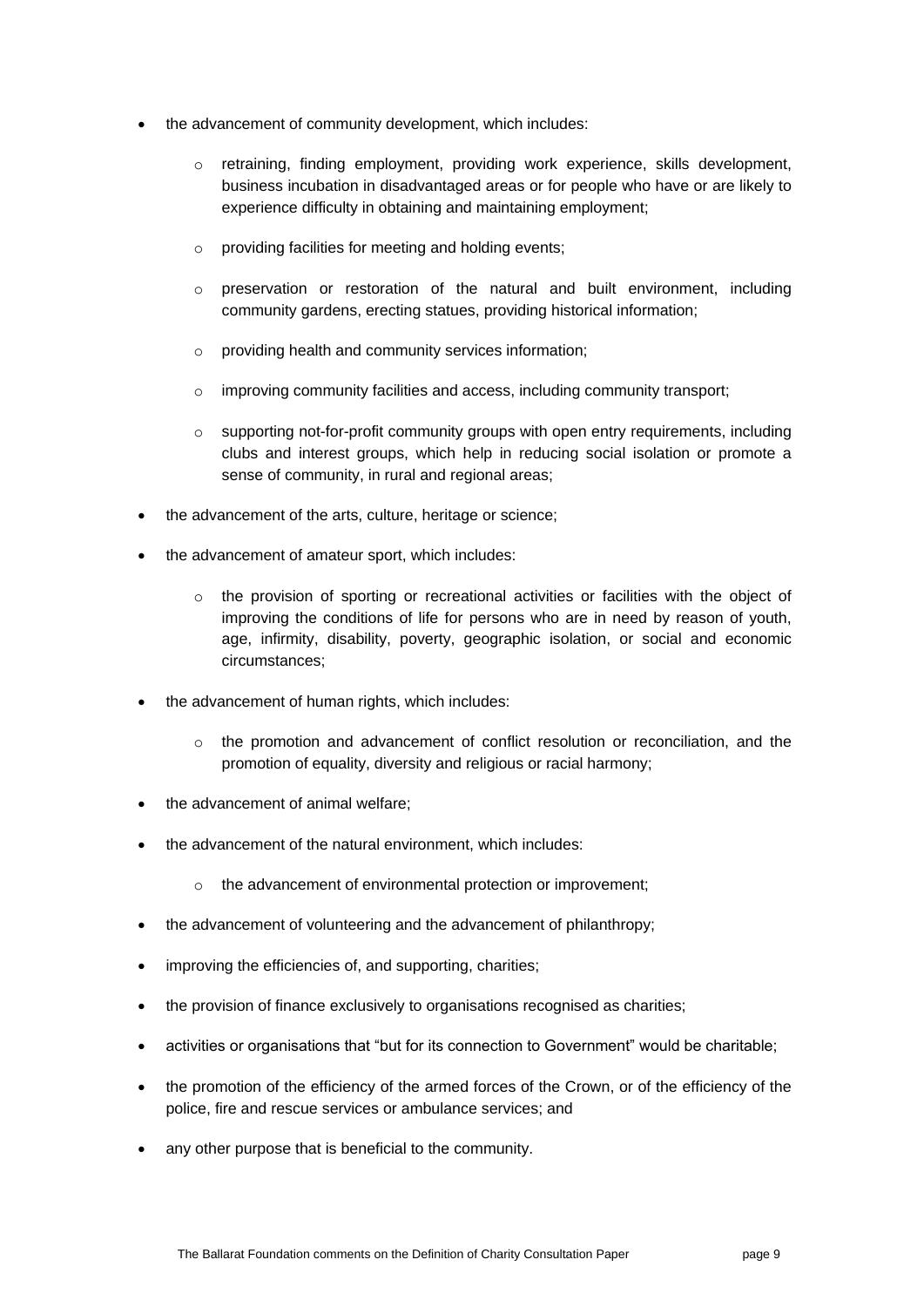- the advancement of community development, which includes:
  - retraining, finding employment, providing work experience, skills development, business incubation in disadvantaged areas or for people who have or are likely to experience difficulty in obtaining and maintaining employment;
  - providing facilities for meeting and holding events;
  - preservation or restoration of the natural and built environment, including community gardens, erecting statues, providing historical information;
  - providing health and community services information;
  - improving community facilities and access, including community transport;
  - supporting not-for-profit community groups with open entry requirements, including clubs and interest groups, which help in reducing social isolation or promote a sense of community, in rural and regional areas;
- the advancement of the arts, culture, heritage or science;
- the advancement of amateur sport, which includes:
  - the provision of sporting or recreational activities or facilities with the object of improving the conditions of life for persons who are in need by reason of youth, age, infirmity, disability, poverty, geographic isolation, or social and economic circumstances;
- the advancement of human rights, which includes:
  - the promotion and advancement of conflict resolution or reconciliation, and the promotion of equality, diversity and religious or racial harmony;
- the advancement of animal welfare;
- the advancement of the natural environment, which includes:
  - the advancement of environmental protection or improvement;
- the advancement of volunteering and the advancement of philanthropy;
- improving the efficiencies of, and supporting, charities;
- the provision of finance exclusively to organisations recognised as charities;
- activities or organisations that "but for its connection to Government" would be charitable;
- the promotion of the efficiency of the armed forces of the Crown, or of the efficiency of the police, fire and rescue services or ambulance services; and
- any other purpose that is beneficial to the community.